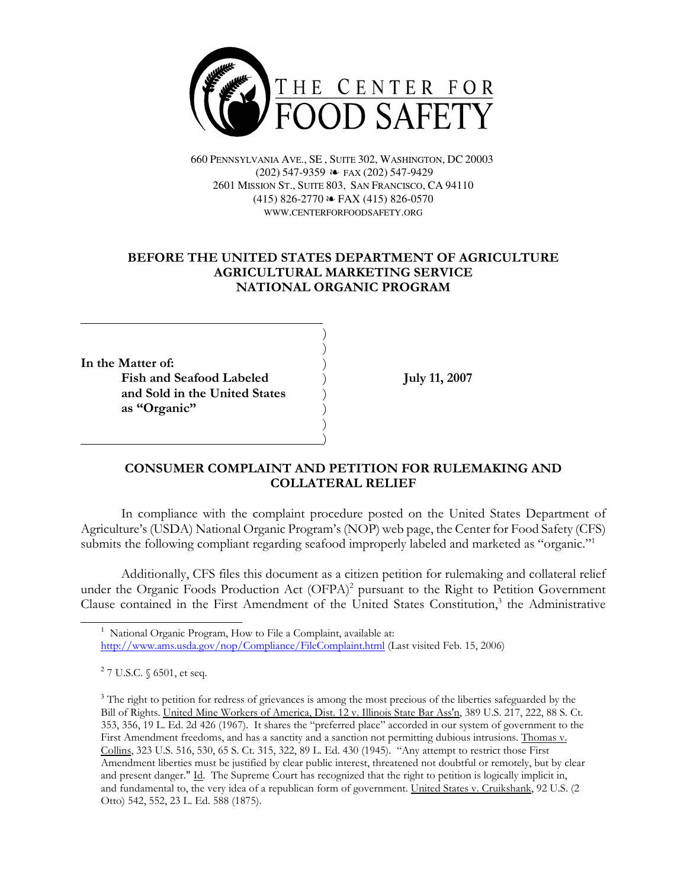THE CENTER FOR FOOD SAFETY

660 PENNSYLVANIA AVE., SE , SUITE 302, WASHINGTON, DC 20003
(202) 547-9359 ❧ FAX (202) 547-9429
2601 MISSION ST., SUITE 803, SAN FRANCISCO, CA 94110
(415) 826-2770 ❧ FAX (415) 826-0570
WWW.CENTERFORFOODSAFETY.ORG

**BEFORE THE UNITED STATES DEPARTMENT OF AGRICULTURE**
**AGRICULTURAL MARKETING SERVICE**
**NATIONAL ORGANIC PROGRAM**

**In the Matter of:**
**Fish and Seafood Labeled and Sold in the United States as "Organic"**

**July 11, 2007**

## CONSUMER COMPLAINT AND PETITION FOR RULEMAKING AND COLLATERAL RELIEF

In compliance with the complaint procedure posted on the United States Department of Agriculture's (USDA) National Organic Program's (NOP) web page, the Center for Food Safety (CFS) submits the following compliant regarding seafood improperly labeled and marketed as "organic."[1]

Additionally, CFS files this document as a citizen petition for rulemaking and collateral relief under the Organic Foods Production Act (OFPA)[2] pursuant to the Right to Petition Government Clause contained in the First Amendment of the United States Constitution,[3] the Administrative

---

[1] National Organic Program, How to File a Complaint, available at: http://www.ams.usda.gov/nop/Compliance/FileComplaint.html (Last visited Feb. 15, 2006)

[2] 7 U.S.C. § 6501, et seq.

[3] The right to petition for redress of grievances is among the most precious of the liberties safeguarded by the Bill of Rights. United Mine Workers of America, Dist. 12 v. Illinois State Bar Ass'n, 389 U.S. 217, 222, 88 S. Ct. 353, 356, 19 L. Ed. 2d 426 (1967). It shares the "preferred place" accorded in our system of government to the First Amendment freedoms, and has a sanctity and a sanction not permitting dubious intrusions. Thomas v. Collins, 323 U.S. 516, 530, 65 S. Ct. 315, 322, 89 L. Ed. 430 (1945). "Any attempt to restrict those First Amendment liberties must be justified by clear public interest, threatened not doubtful or remotely, but by clear and present danger." Id. The Supreme Court has recognized that the right to petition is logically implicit in, and fundamental to, the very idea of a republican form of government. United States v. Cruikshank, 92 U.S. (2 Otto) 542, 552, 23 L. Ed. 588 (1875).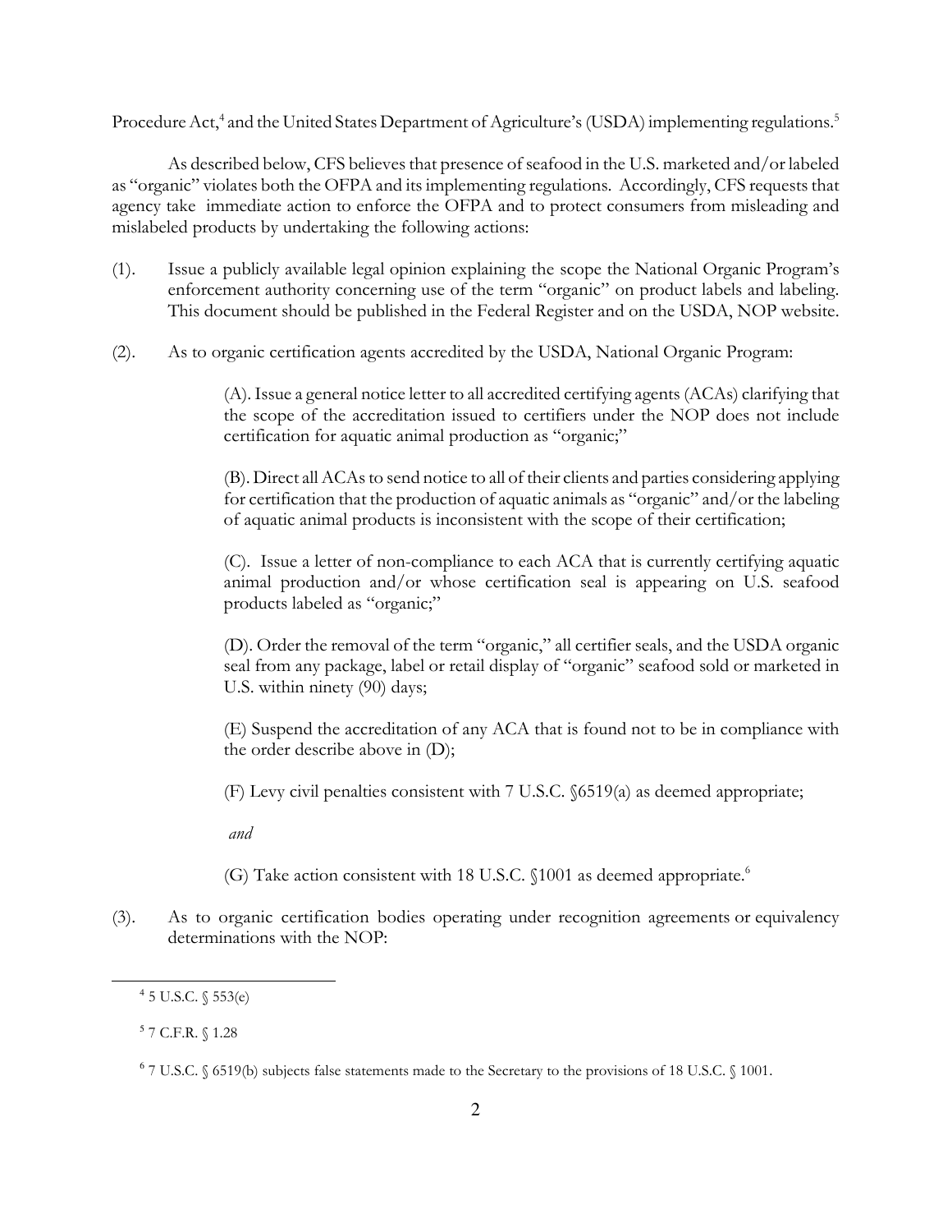Procedure Act,[4] and the United States Department of Agriculture's (USDA) implementing regulations.[5]

As described below, CFS believes that presence of seafood in the U.S. marketed and/or labeled as "organic" violates both the OFPA and its implementing regulations. Accordingly, CFS requests that agency take immediate action to enforce the OFPA and to protect consumers from misleading and mislabeled products by undertaking the following actions:

(1). Issue a publicly available legal opinion explaining the scope the National Organic Program's enforcement authority concerning use of the term "organic" on product labels and labeling. This document should be published in the Federal Register and on the USDA, NOP website.

(2). As to organic certification agents accredited by the USDA, National Organic Program:

> (A). Issue a general notice letter to all accredited certifying agents (ACAs) clarifying that the scope of the accreditation issued to certifiers under the NOP does not include certification for aquatic animal production as "organic;"
>
> (B). Direct all ACAs to send notice to all of their clients and parties considering applying for certification that the production of aquatic animals as "organic" and/or the labeling of aquatic animal products is inconsistent with the scope of their certification;
>
> (C). Issue a letter of non-compliance to each ACA that is currently certifying aquatic animal production and/or whose certification seal is appearing on U.S. seafood products labeled as "organic;"
>
> (D). Order the removal of the term "organic," all certifier seals, and the USDA organic seal from any package, label or retail display of "organic" seafood sold or marketed in U.S. within ninety (90) days;
>
> (E) Suspend the accreditation of any ACA that is found not to be in compliance with the order describe above in (D);
>
> (F) Levy civil penalties consistent with 7 U.S.C. §6519(a) as deemed appropriate;
>
> *and*
>
> (G) Take action consistent with 18 U.S.C. §1001 as deemed appropriate.[6]

(3). As to organic certification bodies operating under recognition agreements or equivalency determinations with the NOP:

---

[4] 5 U.S.C. § 553(e)

[5] 7 C.F.R. § 1.28

[6] 7 U.S.C. § 6519(b) subjects false statements made to the Secretary to the provisions of 18 U.S.C. § 1001.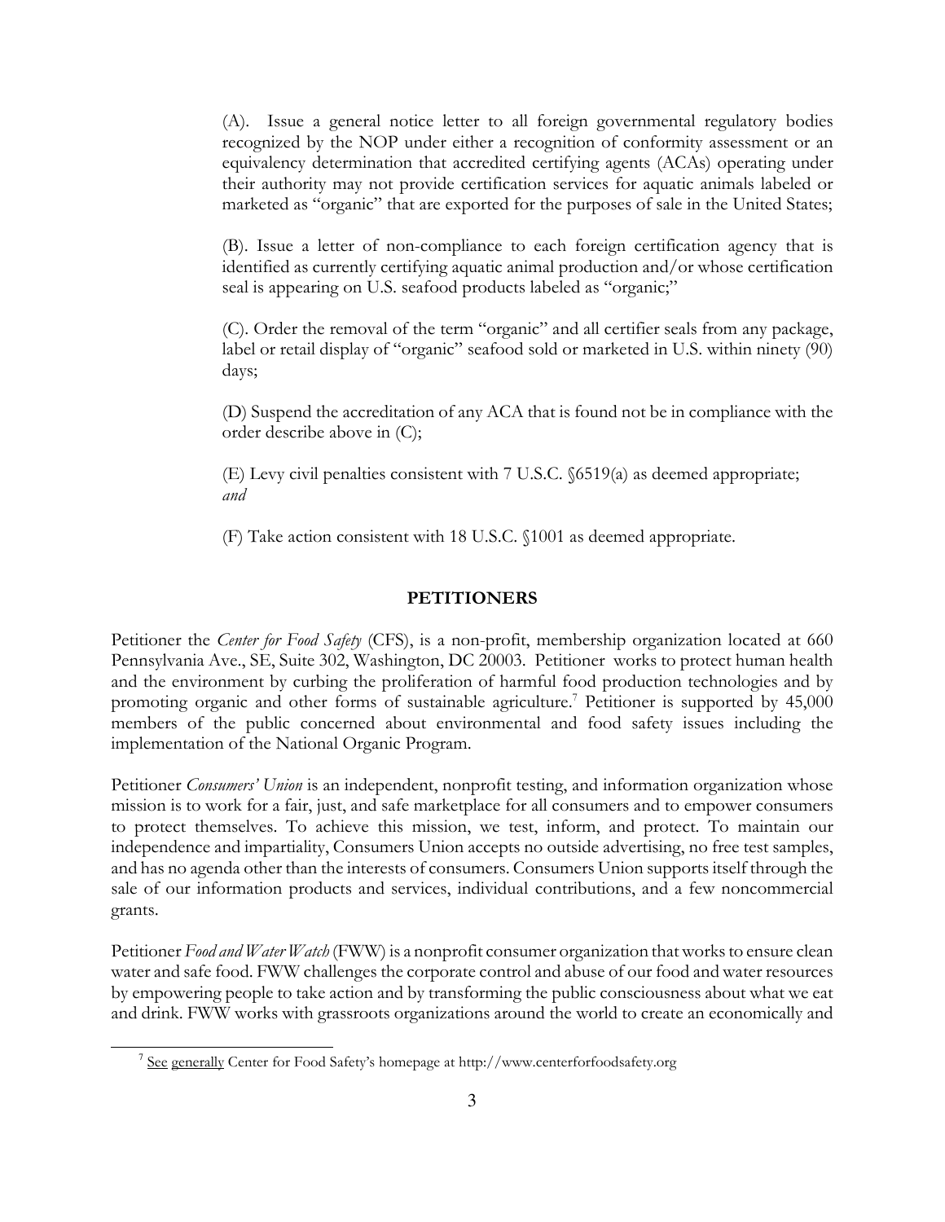(A). Issue a general notice letter to all foreign governmental regulatory bodies recognized by the NOP under either a recognition of conformity assessment or an equivalency determination that accredited certifying agents (ACAs) operating under their authority may not provide certification services for aquatic animals labeled or marketed as "organic" that are exported for the purposes of sale in the United States;

(B). Issue a letter of non-compliance to each foreign certification agency that is identified as currently certifying aquatic animal production and/or whose certification seal is appearing on U.S. seafood products labeled as "organic;"

(C). Order the removal of the term "organic" and all certifier seals from any package, label or retail display of "organic" seafood sold or marketed in U.S. within ninety (90) days;

(D) Suspend the accreditation of any ACA that is found not be in compliance with the order describe above in (C);

(E) Levy civil penalties consistent with 7 U.S.C. §6519(a) as deemed appropriate; *and*

(F) Take action consistent with 18 U.S.C. §1001 as deemed appropriate.

## PETITIONERS

Petitioner the *Center for Food Safety* (CFS), is a non-profit, membership organization located at 660 Pennsylvania Ave., SE, Suite 302, Washington, DC 20003. Petitioner works to protect human health and the environment by curbing the proliferation of harmful food production technologies and by promoting organic and other forms of sustainable agriculture.[7] Petitioner is supported by 45,000 members of the public concerned about environmental and food safety issues including the implementation of the National Organic Program.

Petitioner *Consumers' Union* is an independent, nonprofit testing, and information organization whose mission is to work for a fair, just, and safe marketplace for all consumers and to empower consumers to protect themselves. To achieve this mission, we test, inform, and protect. To maintain our independence and impartiality, Consumers Union accepts no outside advertising, no free test samples, and has no agenda other than the interests of consumers. Consumers Union supports itself through the sale of our information products and services, individual contributions, and a few noncommercial grants.

Petitioner *Food and Water Watch* (FWW) is a nonprofit consumer organization that works to ensure clean water and safe food. FWW challenges the corporate control and abuse of our food and water resources by empowering people to take action and by transforming the public consciousness about what we eat and drink. FWW works with grassroots organizations around the world to create an economically and

[7] See generally Center for Food Safety's homepage at http://www.centerforfoodsafety.org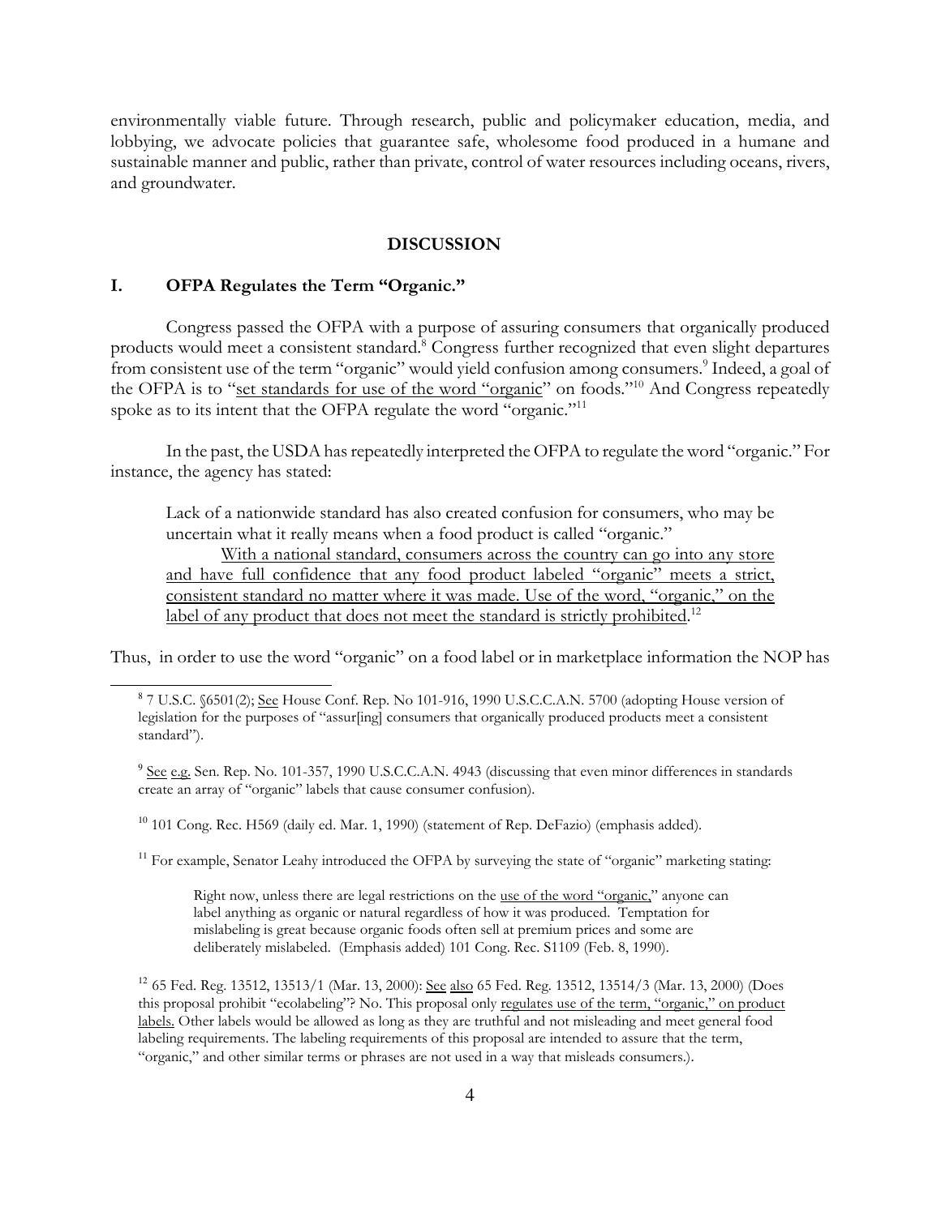environmentally viable future. Through research, public and policymaker education, media, and lobbying, we advocate policies that guarantee safe, wholesome food produced in a humane and sustainable manner and public, rather than private, control of water resources including oceans, rivers, and groundwater.

## DISCUSSION

### I. OFPA Regulates the Term "Organic."

Congress passed the OFPA with a purpose of assuring consumers that organically produced products would meet a consistent standard.[8] Congress further recognized that even slight departures from consistent use of the term "organic" would yield confusion among consumers.[9] Indeed, a goal of the OFPA is to "set standards for use of the word "organic" on foods."[10] And Congress repeatedly spoke as to its intent that the OFPA regulate the word "organic."[11]

In the past, the USDA has repeatedly interpreted the OFPA to regulate the word "organic." For instance, the agency has stated:

> Lack of a nationwide standard has also created confusion for consumers, who may be uncertain what it really means when a food product is called "organic."
>
> With a national standard, consumers across the country can go into any store and have full confidence that any food product labeled "organic" meets a strict, consistent standard no matter where it was made. Use of the word, "organic," on the label of any product that does not meet the standard is strictly prohibited.[12]

Thus, in order to use the word "organic" on a food label or in marketplace information the NOP has

---

[8] 7 U.S.C. §6501(2); See House Conf. Rep. No 101-916, 1990 U.S.C.C.A.N. 5700 (adopting House version of legislation for the purposes of "assur[ing] consumers that organically produced products meet a consistent standard").

[9] See e.g. Sen. Rep. No. 101-357, 1990 U.S.C.C.A.N. 4943 (discussing that even minor differences in standards create an array of "organic" labels that cause consumer confusion).

[10] 101 Cong. Rec. H569 (daily ed. Mar. 1, 1990) (statement of Rep. DeFazio) (emphasis added).

[11] For example, Senator Leahy introduced the OFPA by surveying the state of "organic" marketing stating:

> Right now, unless there are legal restrictions on the use of the word "organic," anyone can label anything as organic or natural regardless of how it was produced. Temptation for mislabeling is great because organic foods often sell at premium prices and some are deliberately mislabeled. (Emphasis added) 101 Cong. Rec. S1109 (Feb. 8, 1990).

[12] 65 Fed. Reg. 13512, 13513/1 (Mar. 13, 2000): See also 65 Fed. Reg. 13512, 13514/3 (Mar. 13, 2000) (Does this proposal prohibit "ecolabeling"? No. This proposal only regulates use of the term, "organic," on product labels. Other labels would be allowed as long as they are truthful and not misleading and meet general food labeling requirements. The labeling requirements of this proposal are intended to assure that the term, "organic," and other similar terms or phrases are not used in a way that misleads consumers.).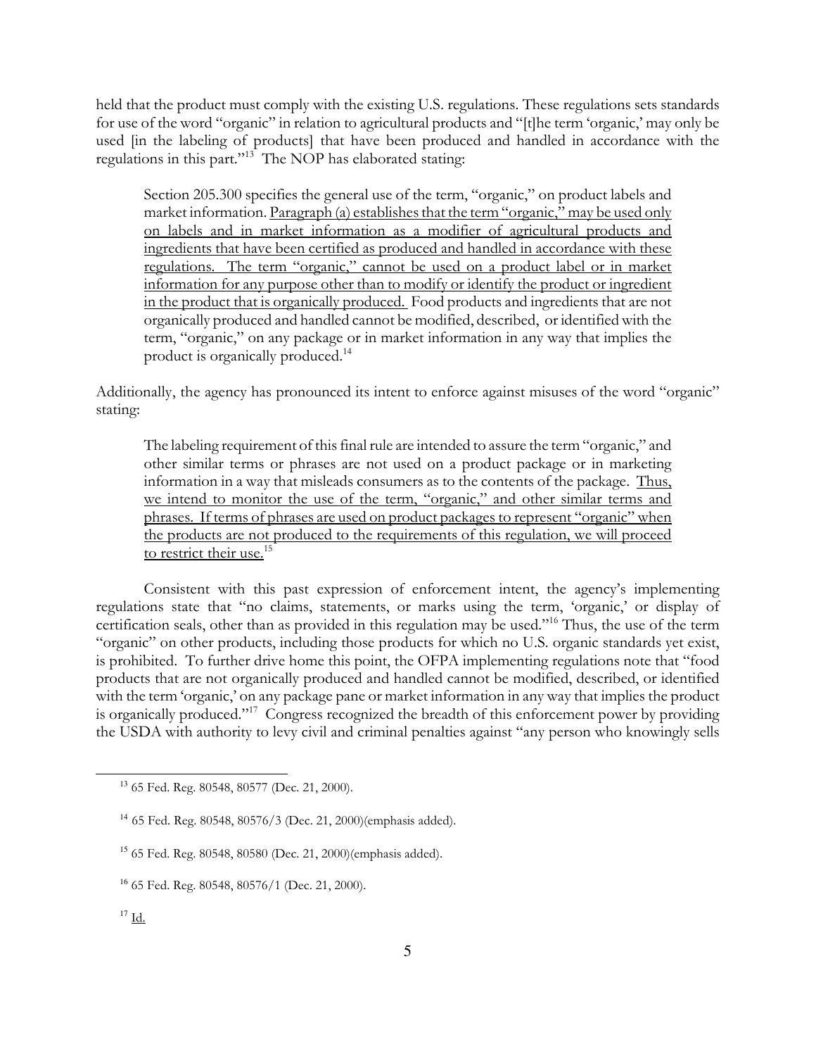held that the product must comply with the existing U.S. regulations. These regulations sets standards for use of the word "organic" in relation to agricultural products and "[t]he term 'organic,' may only be used [in the labeling of products] that have been produced and handled in accordance with the regulations in this part."[13] The NOP has elaborated stating:

> Section 205.300 specifies the general use of the term, "organic," on product labels and market information. <u>Paragraph (a) establishes that the term "organic," may be used only on labels and in market information as a modifier of agricultural products and ingredients that have been certified as produced and handled in accordance with these regulations. The term "organic," cannot be used on a product label or in market information for any purpose other than to modify or identify the product or ingredient in the product that is organically produced.</u> Food products and ingredients that are not organically produced and handled cannot be modified, described, or identified with the term, "organic," on any package or in market information in any way that implies the product is organically produced.[14]

Additionally, the agency has pronounced its intent to enforce against misuses of the word "organic" stating:

> The labeling requirement of this final rule are intended to assure the term "organic," and other similar terms or phrases are not used on a product package or in marketing information in a way that misleads consumers as to the contents of the package. <u>Thus, we intend to monitor the use of the term, "organic," and other similar terms and phrases. If terms of phrases are used on product packages to represent "organic" when the products are not produced to the requirements of this regulation, we will proceed to restrict their use.</u>[15]

Consistent with this past expression of enforcement intent, the agency's implementing regulations state that "no claims, statements, or marks using the term, 'organic,' or display of certification seals, other than as provided in this regulation may be used."[16] Thus, the use of the term "organic" on other products, including those products for which no U.S. organic standards yet exist, is prohibited. To further drive home this point, the OFPA implementing regulations note that "food products that are not organically produced and handled cannot be modified, described, or identified with the term 'organic,' on any package pane or market information in any way that implies the product is organically produced."[17] Congress recognized the breadth of this enforcement power by providing the USDA with authority to levy civil and criminal penalties against "any person who knowingly sells

---

[13] 65 Fed. Reg. 80548, 80577 (Dec. 21, 2000).

[14] 65 Fed. Reg. 80548, 80576/3 (Dec. 21, 2000)(emphasis added).

[15] 65 Fed. Reg. 80548, 80580 (Dec. 21, 2000)(emphasis added).

[16] 65 Fed. Reg. 80548, 80576/1 (Dec. 21, 2000).

[17] <u>Id.</u>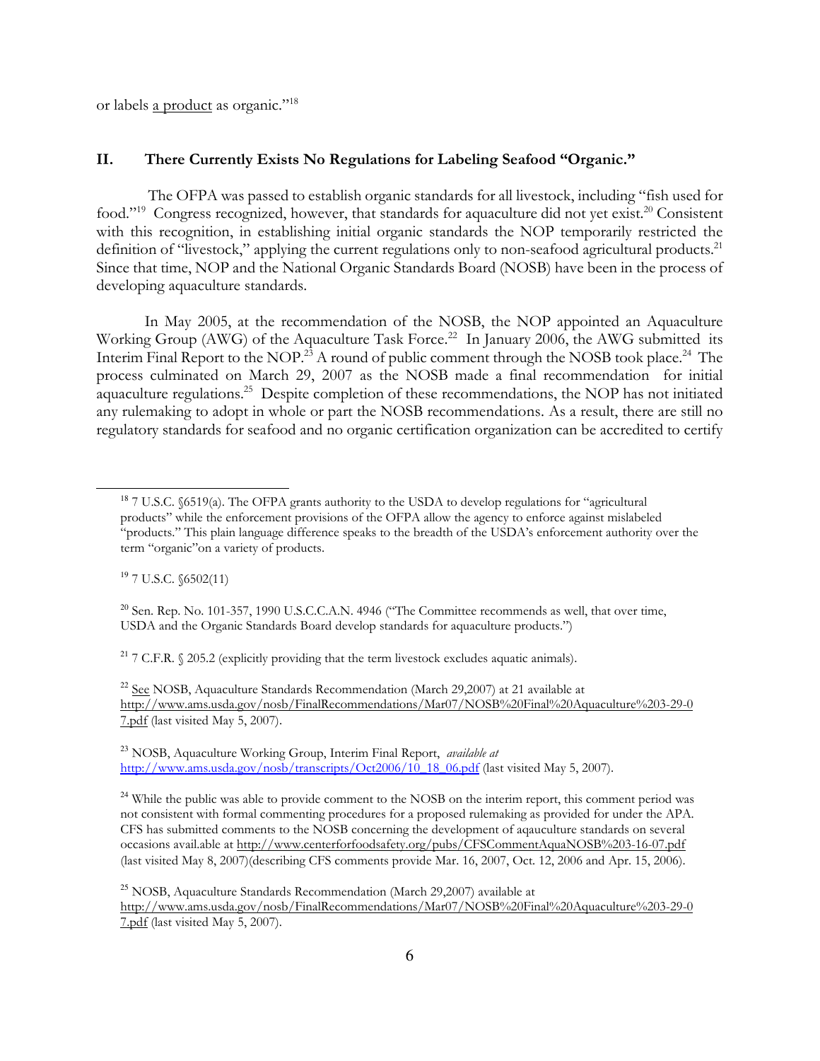or labels a product as organic."[18]

## II. There Currently Exists No Regulations for Labeling Seafood "Organic."

The OFPA was passed to establish organic standards for all livestock, including "fish used for food."[19] Congress recognized, however, that standards for aquaculture did not yet exist.[20] Consistent with this recognition, in establishing initial organic standards the NOP temporarily restricted the definition of "livestock," applying the current regulations only to non-seafood agricultural products.[21] Since that time, NOP and the National Organic Standards Board (NOSB) have been in the process of developing aquaculture standards.

In May 2005, at the recommendation of the NOSB, the NOP appointed an Aquaculture Working Group (AWG) of the Aquaculture Task Force.[22] In January 2006, the AWG submitted its Interim Final Report to the NOP.[23] A round of public comment through the NOSB took place.[24] The process culminated on March 29, 2007 as the NOSB made a final recommendation for initial aquaculture regulations.[25] Despite completion of these recommendations, the NOP has not initiated any rulemaking to adopt in whole or part the NOSB recommendations. As a result, there are still no regulatory standards for seafood and no organic certification organization can be accredited to certify

---

[18] 7 U.S.C. §6519(a). The OFPA grants authority to the USDA to develop regulations for "agricultural products" while the enforcement provisions of the OFPA allow the agency to enforce against mislabeled "products." This plain language difference speaks to the breadth of the USDA's enforcement authority over the term "organic"on a variety of products.

[19] 7 U.S.C. §6502(11)

[20] Sen. Rep. No. 101-357, 1990 U.S.C.C.A.N. 4946 ("The Committee recommends as well, that over time, USDA and the Organic Standards Board develop standards for aquaculture products.")

[21] 7 C.F.R. § 205.2 (explicitly providing that the term livestock excludes aquatic animals).

[22] See NOSB, Aquaculture Standards Recommendation (March 29,2007) at 21 available at http://www.ams.usda.gov/nosb/FinalRecommendations/Mar07/NOSB%20Final%20Aquaculture%203-29-07.pdf (last visited May 5, 2007).

[23] NOSB, Aquaculture Working Group, Interim Final Report, *available at* http://www.ams.usda.gov/nosb/transcripts/Oct2006/10_18_06.pdf (last visited May 5, 2007).

[24] While the public was able to provide comment to the NOSB on the interim report, this comment period was not consistent with formal commenting procedures for a proposed rulemaking as provided for under the APA. CFS has submitted comments to the NOSB concerning the development of aqaquculture standards on several occasions avail.able at http://www.centerforfoodsafety.org/pubs/CFSCommentAquaNOSB%203-16-07.pdf (last visited May 8, 2007)(describing CFS comments provide Mar. 16, 2007, Oct. 12, 2006 and Apr. 15, 2006).

[25] NOSB, Aquaculture Standards Recommendation (March 29,2007) available at http://www.ams.usda.gov/nosb/FinalRecommendations/Mar07/NOSB%20Final%20Aquaculture%203-29-07.pdf (last visited May 5, 2007).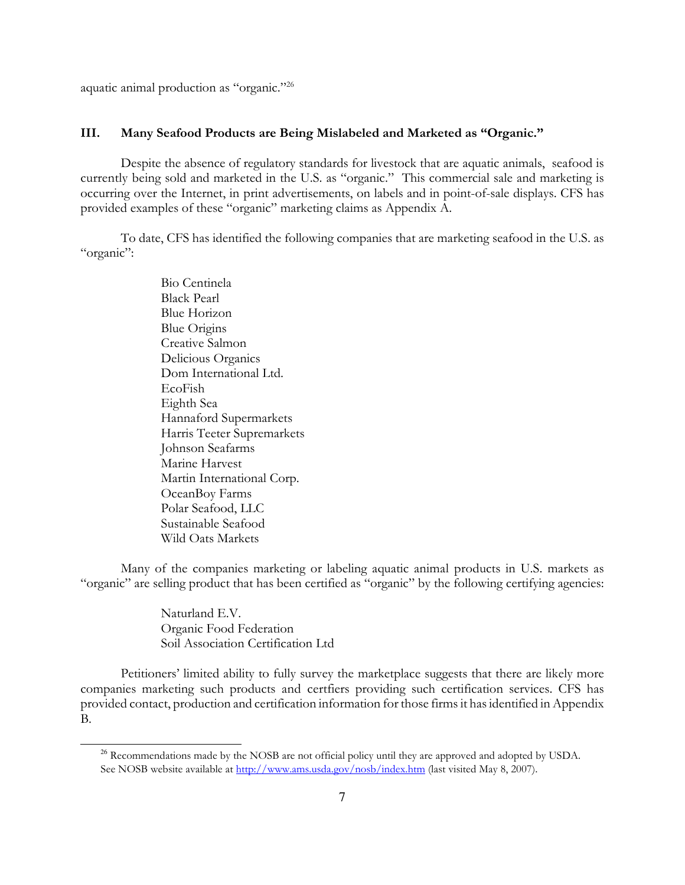aquatic animal production as "organic."[26]

## III. Many Seafood Products are Being Mislabeled and Marketed as "Organic."

Despite the absence of regulatory standards for livestock that are aquatic animals, seafood is currently being sold and marketed in the U.S. as "organic." This commercial sale and marketing is occurring over the Internet, in print advertisements, on labels and in point-of-sale displays. CFS has provided examples of these "organic" marketing claims as Appendix A.

To date, CFS has identified the following companies that are marketing seafood in the U.S. as "organic":

- Bio Centinela
- Black Pearl
- Blue Horizon
- Blue Origins
- Creative Salmon
- Delicious Organics
- Dom International Ltd.
- EcoFish
- Eighth Sea
- Hannaford Supermarkets
- Harris Teeter Supremarkets
- Johnson Seafarms
- Marine Harvest
- Martin International Corp.
- OceanBoy Farms
- Polar Seafood, LLC
- Sustainable Seafood
- Wild Oats Markets

Many of the companies marketing or labeling aquatic animal products in U.S. markets as "organic" are selling product that has been certified as "organic" by the following certifying agencies:

- Naturland E.V.
- Organic Food Federation
- Soil Association Certification Ltd

Petitioners' limited ability to fully survey the marketplace suggests that there are likely more companies marketing such products and certfiers providing such certification services. CFS has provided contact, production and certification information for those firms it has identified in Appendix B.

---

[26] Recommendations made by the NOSB are not official policy until they are approved and adopted by USDA. See NOSB website available at http://www.ams.usda.gov/nosb/index.htm (last visited May 8, 2007).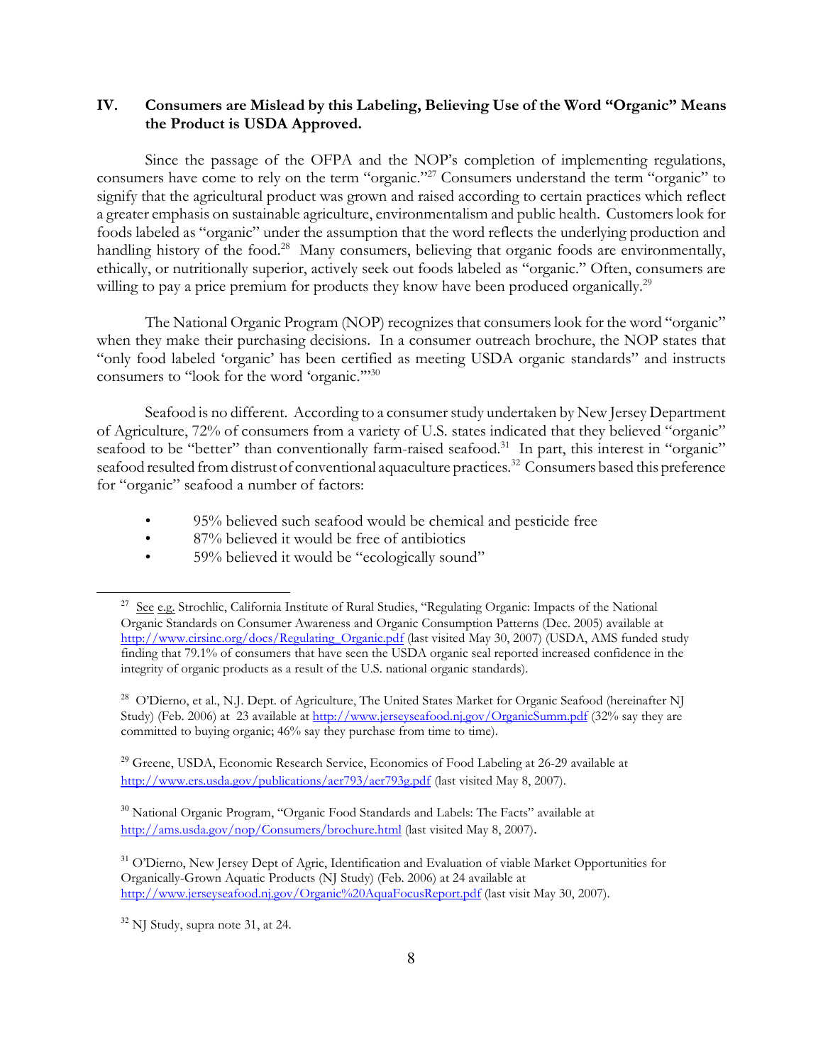## IV. Consumers are Mislead by this Labeling, Believing Use of the Word "Organic" Means the Product is USDA Approved.

Since the passage of the OFPA and the NOP's completion of implementing regulations, consumers have come to rely on the term "organic."[27] Consumers understand the term "organic" to signify that the agricultural product was grown and raised according to certain practices which reflect a greater emphasis on sustainable agriculture, environmentalism and public health. Customers look for foods labeled as "organic" under the assumption that the word reflects the underlying production and handling history of the food.[28] Many consumers, believing that organic foods are environmentally, ethically, or nutritionally superior, actively seek out foods labeled as "organic." Often, consumers are willing to pay a price premium for products they know have been produced organically.[29]

The National Organic Program (NOP) recognizes that consumers look for the word "organic" when they make their purchasing decisions. In a consumer outreach brochure, the NOP states that "only food labeled 'organic' has been certified as meeting USDA organic standards" and instructs consumers to "look for the word 'organic.'"[30]

Seafood is no different. According to a consumer study undertaken by New Jersey Department of Agriculture, 72% of consumers from a variety of U.S. states indicated that they believed "organic" seafood to be "better" than conventionally farm-raised seafood.[31] In part, this interest in "organic" seafood resulted from distrust of conventional aquaculture practices.[32] Consumers based this preference for "organic" seafood a number of factors:

- 95% believed such seafood would be chemical and pesticide free
- 87% believed it would be free of antibiotics
- 59% believed it would be "ecologically sound"

---

[27] See e.g. Strochlic, California Institute of Rural Studies, "Regulating Organic: Impacts of the National Organic Standards on Consumer Awareness and Organic Consumption Patterns (Dec. 2005) available at http://www.cirsinc.org/docs/Regulating_Organic.pdf (last visited May 30, 2007) (USDA, AMS funded study finding that 79.1% of consumers that have seen the USDA organic seal reported increased confidence in the integrity of organic products as a result of the U.S. national organic standards).

[28] O'Dierno, et al., N.J. Dept. of Agriculture, The United States Market for Organic Seafood (hereinafter NJ Study) (Feb. 2006) at 23 available at http://www.jerseyseafood.nj.gov/OrganicSumm.pdf (32% say they are committed to buying organic; 46% say they purchase from time to time).

[29] Greene, USDA, Economic Research Service, Economics of Food Labeling at 26-29 available at http://www.ers.usda.gov/publications/aer793/aer793g.pdf (last visited May 8, 2007).

[30] National Organic Program, "Organic Food Standards and Labels: The Facts" available at http://ams.usda.gov/nop/Consumers/brochure.html (last visited May 8, 2007).

[31] O'Dierno, New Jersey Dept of Agric, Identification and Evaluation of viable Market Opportunities for Organically-Grown Aquatic Products (NJ Study) (Feb. 2006) at 24 available at http://www.jerseyseafood.nj.gov/Organic%20AquaFocusReport.pdf (last visit May 30, 2007).

[32] NJ Study, supra note 31, at 24.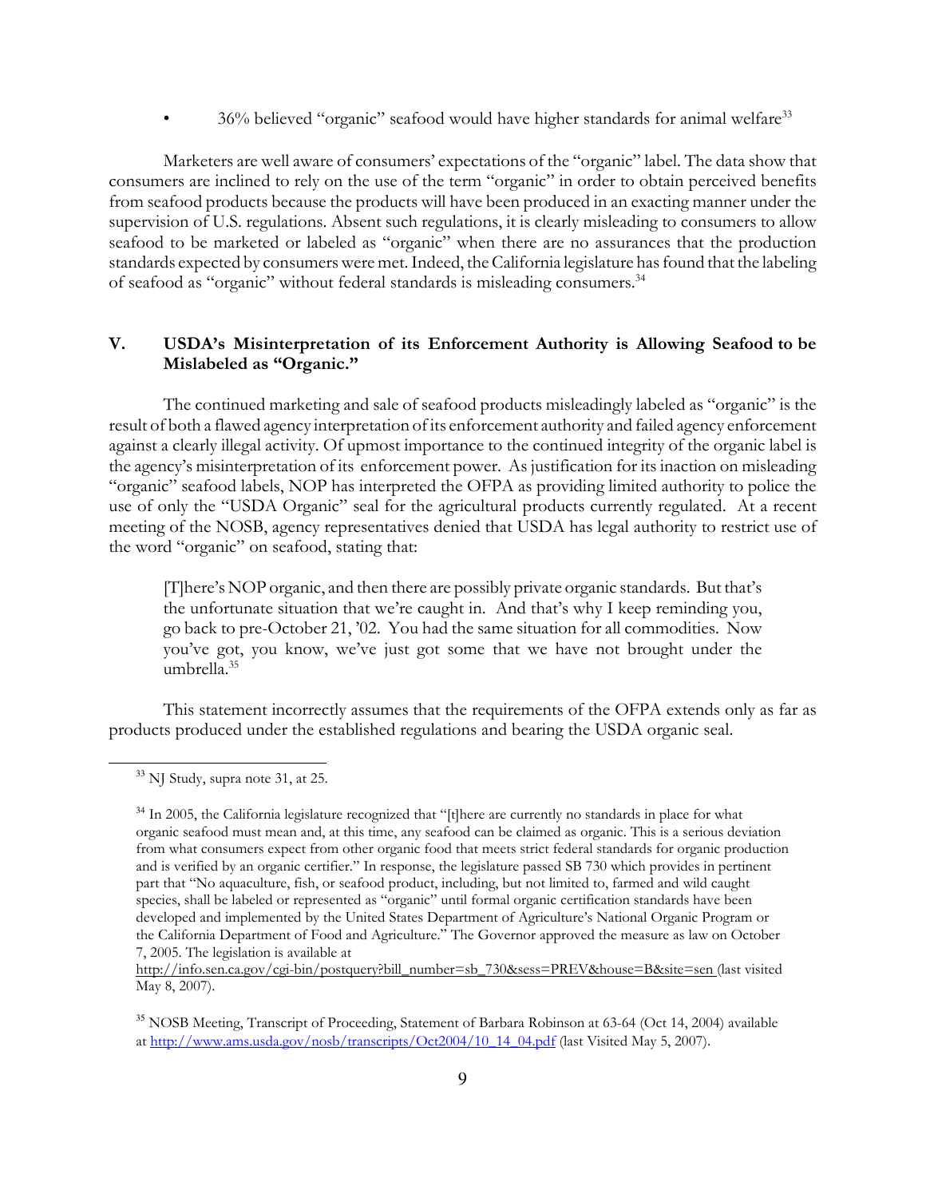- 36% believed "organic" seafood would have higher standards for animal welfare[33]

Marketers are well aware of consumers' expectations of the "organic" label. The data show that consumers are inclined to rely on the use of the term "organic" in order to obtain perceived benefits from seafood products because the products will have been produced in an exacting manner under the supervision of U.S. regulations. Absent such regulations, it is clearly misleading to consumers to allow seafood to be marketed or labeled as "organic" when there are no assurances that the production standards expected by consumers were met. Indeed, the California legislature has found that the labeling of seafood as "organic" without federal standards is misleading consumers.[34]

## V. USDA's Misinterpretation of its Enforcement Authority is Allowing Seafood to be Mislabeled as "Organic."

The continued marketing and sale of seafood products misleadingly labeled as "organic" is the result of both a flawed agency interpretation of its enforcement authority and failed agency enforcement against a clearly illegal activity. Of upmost importance to the continued integrity of the organic label is the agency's misinterpretation of its enforcement power. As justification for its inaction on misleading "organic" seafood labels, NOP has interpreted the OFPA as providing limited authority to police the use of only the "USDA Organic" seal for the agricultural products currently regulated. At a recent meeting of the NOSB, agency representatives denied that USDA has legal authority to restrict use of the word "organic" on seafood, stating that:

> [T]here's NOP organic, and then there are possibly private organic standards. But that's the unfortunate situation that we're caught in. And that's why I keep reminding you, go back to pre-October 21, '02. You had the same situation for all commodities. Now you've got, you know, we've just got some that we have not brought under the umbrella.[35]

This statement incorrectly assumes that the requirements of the OFPA extends only as far as products produced under the established regulations and bearing the USDA organic seal.

---

[33] NJ Study, supra note 31, at 25.

[34] In 2005, the California legislature recognized that "[t]here are currently no standards in place for what organic seafood must mean and, at this time, any seafood can be claimed as organic. This is a serious deviation from what consumers expect from other organic food that meets strict federal standards for organic production and is verified by an organic certifier." In response, the legislature passed SB 730 which provides in pertinent part that "No aquaculture, fish, or seafood product, including, but not limited to, farmed and wild caught species, shall be labeled or represented as "organic" until formal organic certification standards have been developed and implemented by the United States Department of Agriculture's National Organic Program or the California Department of Food and Agriculture." The Governor approved the measure as law on October 7, 2005. The legislation is available at http://info.sen.ca.gov/cgi-bin/postquery?bill_number=sb_730&sess=PREV&house=B&site=sen (last visited May 8, 2007).

[35] NOSB Meeting, Transcript of Proceeding, Statement of Barbara Robinson at 63-64 (Oct 14, 2004) available at http://www.ams.usda.gov/nosb/transcripts/Oct2004/10_14_04.pdf (last Visited May 5, 2007).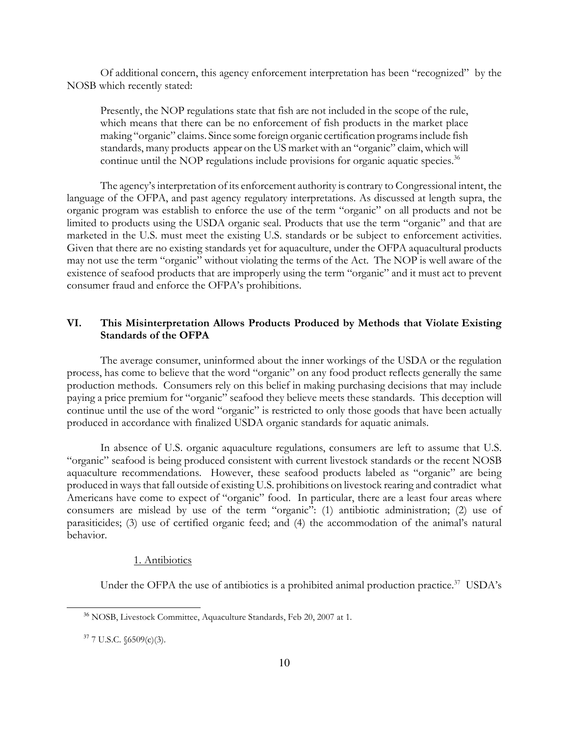Of additional concern, this agency enforcement interpretation has been "recognized" by the NOSB which recently stated:

> Presently, the NOP regulations state that fish are not included in the scope of the rule, which means that there can be no enforcement of fish products in the market place making "organic" claims. Since some foreign organic certification programs include fish standards, many products appear on the US market with an "organic" claim, which will continue until the NOP regulations include provisions for organic aquatic species.[36]

The agency's interpretation of its enforcement authority is contrary to Congressional intent, the language of the OFPA, and past agency regulatory interpretations. As discussed at length supra, the organic program was establish to enforce the use of the term "organic" on all products and not be limited to products using the USDA organic seal. Products that use the term "organic" and that are marketed in the U.S. must meet the existing U.S. standards or be subject to enforcement activities. Given that there are no existing standards yet for aquaculture, under the OFPA aquacultural products may not use the term "organic" without violating the terms of the Act. The NOP is well aware of the existence of seafood products that are improperly using the term "organic" and it must act to prevent consumer fraud and enforce the OFPA's prohibitions.

## VI. This Misinterpretation Allows Products Produced by Methods that Violate Existing Standards of the OFPA

The average consumer, uninformed about the inner workings of the USDA or the regulation process, has come to believe that the word "organic" on any food product reflects generally the same production methods. Consumers rely on this belief in making purchasing decisions that may include paying a price premium for "organic" seafood they believe meets these standards. This deception will continue until the use of the word "organic" is restricted to only those goods that have been actually produced in accordance with finalized USDA organic standards for aquatic animals.

In absence of U.S. organic aquaculture regulations, consumers are left to assume that U.S. "organic" seafood is being produced consistent with current livestock standards or the recent NOSB aquaculture recommendations. However, these seafood products labeled as "organic" are being produced in ways that fall outside of existing U.S. prohibitions on livestock rearing and contradict what Americans have come to expect of "organic" food. In particular, there are a least four areas where consumers are mislead by use of the term "organic": (1) antibiotic administration; (2) use of parasiticides; (3) use of certified organic feed; and (4) the accommodation of the animal's natural behavior.

### 1. Antibiotics

Under the OFPA the use of antibiotics is a prohibited animal production practice.[37] USDA's

---

[36] NOSB, Livestock Committee, Aquaculture Standards, Feb 20, 2007 at 1.

[37] 7 U.S.C. §6509(c)(3).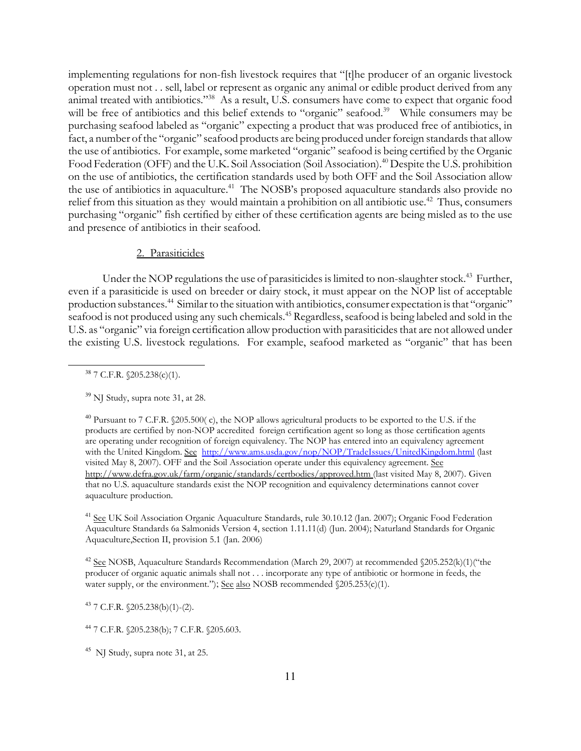implementing regulations for non-fish livestock requires that "[t]he producer of an organic livestock operation must not . . sell, label or represent as organic any animal or edible product derived from any animal treated with antibiotics."[38] As a result, U.S. consumers have come to expect that organic food will be free of antibiotics and this belief extends to "organic" seafood.[39] While consumers may be purchasing seafood labeled as "organic" expecting a product that was produced free of antibiotics, in fact, a number of the "organic" seafood products are being produced under foreign standards that allow the use of antibiotics. For example, some marketed "organic" seafood is being certified by the Organic Food Federation (OFF) and the U.K. Soil Association (Soil Association).[40] Despite the U.S. prohibition on the use of antibiotics, the certification standards used by both OFF and the Soil Association allow the use of antibiotics in aquaculture.[41] The NOSB's proposed aquaculture standards also provide no relief from this situation as they would maintain a prohibition on all antibiotic use.[42] Thus, consumers purchasing "organic" fish certified by either of these certification agents are being misled as to the use and presence of antibiotics in their seafood.

2. Parasiticides

Under the NOP regulations the use of parasiticides is limited to non-slaughter stock.[43] Further, even if a parasiticide is used on breeder or dairy stock, it must appear on the NOP list of acceptable production substances.[44] Similar to the situation with antibiotics, consumer expectation is that "organic" seafood is not produced using any such chemicals.[45] Regardless, seafood is being labeled and sold in the U.S. as "organic" via foreign certification allow production with parasiticides that are not allowed under the existing U.S. livestock regulations. For example, seafood marketed as "organic" that has been

---

[38] 7 C.F.R. §205.238(c)(1).

[39] NJ Study, supra note 31, at 28.

[40] Pursuant to 7 C.F.R. §205.500( c), the NOP allows agricultural products to be exported to the U.S. if the products are certified by non-NOP accredited foreign certification agent so long as those certification agents are operating under recognition of foreign equivalency. The NOP has entered into an equivalency agreement with the United Kingdom. See http://www.ams.usda.gov/nop/NOP/TradeIssues/UnitedKingdom.html (last visited May 8, 2007). OFF and the Soil Association operate under this equivalency agreement. See http://www.defra.gov.uk/farm/organic/standards/certbodies/approved.htm (last visited May 8, 2007). Given that no U.S. aquaculture standards exist the NOP recognition and equivalency determinations cannot cover aquaculture production.

[41] See UK Soil Association Organic Aquaculture Standards, rule 30.10.12 (Jan. 2007); Organic Food Federation Aquaculture Standards 6a Salmonids Version 4, section 1.11.11(d) (Jun. 2004); Naturland Standards for Organic Aquaculture,Section II, provision 5.1 (Jan. 2006)

[42] See NOSB, Aquaculture Standards Recommendation (March 29, 2007) at recommended §205.252(k)(1)("the producer of organic aquatic animals shall not . . . incorporate any type of antibiotic or hormone in feeds, the water supply, or the environment."); See also NOSB recommended §205.253(c)(1).

[43] 7 C.F.R. §205.238(b)(1)-(2).

[44] 7 C.F.R. §205.238(b); 7 C.F.R. §205.603.

[45] NJ Study, supra note 31, at 25.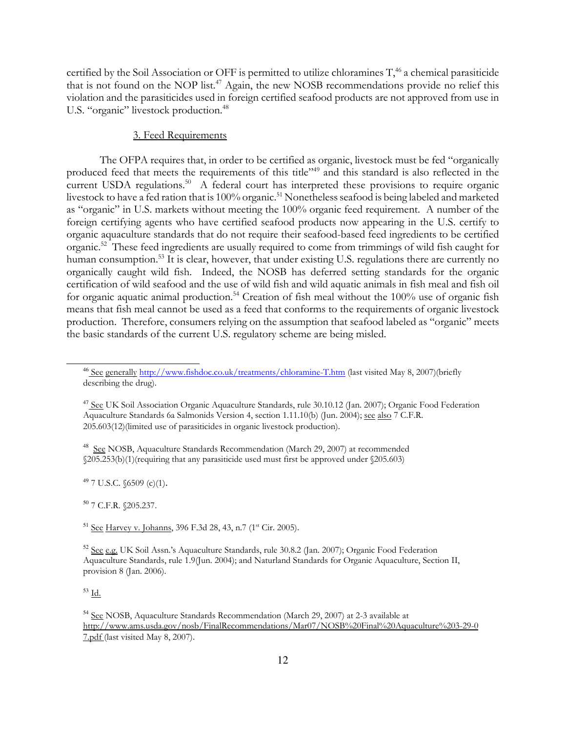certified by the Soil Association or OFF is permitted to utilize chloramines T,[46] a chemical parasiticide that is not found on the NOP list.[47] Again, the new NOSB recommendations provide no relief this violation and the parasiticides used in foreign certified seafood products are not approved from use in U.S. "organic" livestock production.[48]

3. Feed Requirements

The OFPA requires that, in order to be certified as organic, livestock must be fed "organically produced feed that meets the requirements of this title"[49] and this standard is also reflected in the current USDA regulations.[50] A federal court has interpreted these provisions to require organic livestock to have a fed ration that is 100% organic.[51] Nonetheless seafood is being labeled and marketed as "organic" in U.S. markets without meeting the 100% organic feed requirement. A number of the foreign certifying agents who have certified seafood products now appearing in the U.S. certify to organic aquaculture standards that do not require their seafood-based feed ingredients to be certified organic.[52] These feed ingredients are usually required to come from trimmings of wild fish caught for human consumption.[53] It is clear, however, that under existing U.S. regulations there are currently no organically caught wild fish. Indeed, the NOSB has deferred setting standards for the organic certification of wild seafood and the use of wild fish and wild aquatic animals in fish meal and fish oil for organic aquatic animal production.[54] Creation of fish meal without the 100% use of organic fish means that fish meal cannot be used as a feed that conforms to the requirements of organic livestock production. Therefore, consumers relying on the assumption that seafood labeled as "organic" meets the basic standards of the current U.S. regulatory scheme are being misled.

---

[46] See generally http://www.fishdoc.co.uk/treatments/chloramine-T.htm (last visited May 8, 2007)(briefly describing the drug).

[47] See UK Soil Association Organic Aquaculture Standards, rule 30.10.12 (Jan. 2007); Organic Food Federation Aquaculture Standards 6a Salmonids Version 4, section 1.11.10(b) (Jun. 2004); see also 7 C.F.R. 205.603(12)(limited use of parasiticides in organic livestock production).

[48] See NOSB, Aquaculture Standards Recommendation (March 29, 2007) at recommended §205.253(b)(1)(requiring that any parasiticide used must first be approved under §205.603)

[49] 7 U.S.C. §6509 (c)(1).

[50] 7 C.F.R. §205.237.

[51] See Harvey v. Johanns, 396 F.3d 28, 43, n.7 (1st Cir. 2005).

[52] See e.g. UK Soil Assn.'s Aquaculture Standards, rule 30.8.2 (Jan. 2007); Organic Food Federation Aquaculture Standards, rule 1.9(Jun. 2004); and Naturland Standards for Organic Aquaculture, Section II, provision 8 (Jan. 2006).

[53] Id.

[54] See NOSB, Aquaculture Standards Recommendation (March 29, 2007) at 2-3 available at http://www.ams.usda.gov/nosb/FinalRecommendations/Mar07/NOSB%20Final%20Aquaculture%203-29-07.pdf (last visited May 8, 2007).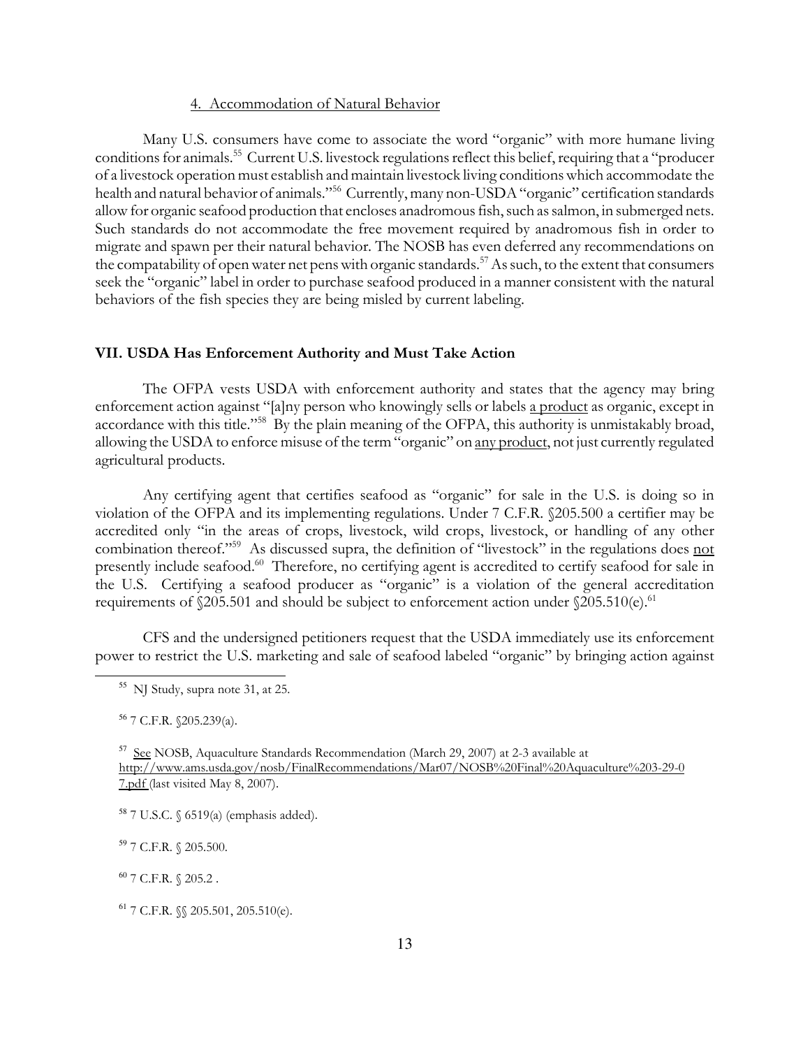#### 4. Accommodation of Natural Behavior

Many U.S. consumers have come to associate the word "organic" with more humane living conditions for animals.[55] Current U.S. livestock regulations reflect this belief, requiring that a "producer of a livestock operation must establish and maintain livestock living conditions which accommodate the health and natural behavior of animals."[56] Currently, many non-USDA "organic" certification standards allow for organic seafood production that encloses anadromous fish, such as salmon, in submerged nets. Such standards do not accommodate the free movement required by anadromous fish in order to migrate and spawn per their natural behavior. The NOSB has even deferred any recommendations on the compatability of open water net pens with organic standards.[57] As such, to the extent that consumers seek the "organic" label in order to purchase seafood produced in a manner consistent with the natural behaviors of the fish species they are being misled by current labeling.

## VII. USDA Has Enforcement Authority and Must Take Action

The OFPA vests USDA with enforcement authority and states that the agency may bring enforcement action against "[a]ny person who knowingly sells or labels <u>a product</u> as organic, except in accordance with this title."[58] By the plain meaning of the OFPA, this authority is unmistakably broad, allowing the USDA to enforce misuse of the term "organic" on <u>any product</u>, not just currently regulated agricultural products.

Any certifying agent that certifies seafood as "organic" for sale in the U.S. is doing so in violation of the OFPA and its implementing regulations. Under 7 C.F.R. §205.500 a certifier may be accredited only "in the areas of crops, livestock, wild crops, livestock, or handling of any other combination thereof."[59] As discussed supra, the definition of "livestock" in the regulations does <u>not</u> presently include seafood.[60] Therefore, no certifying agent is accredited to certify seafood for sale in the U.S. Certifying a seafood producer as "organic" is a violation of the general accreditation requirements of §205.501 and should be subject to enforcement action under §205.510(e).[61]

CFS and the undersigned petitioners request that the USDA immediately use its enforcement power to restrict the U.S. marketing and sale of seafood labeled "organic" by bringing action against

---

[55] NJ Study, supra note 31, at 25.

[56] 7 C.F.R. §205.239(a).

[57] <u>See</u> NOSB, Aquaculture Standards Recommendation (March 29, 2007) at 2-3 available at http://www.ams.usda.gov/nosb/FinalRecommendations/Mar07/NOSB%20Final%20Aquaculture%203-29-07.pdf (last visited May 8, 2007).

[58] 7 U.S.C. § 6519(a) (emphasis added).

[59] 7 C.F.R. § 205.500.

[60] 7 C.F.R. § 205.2 .

[61] 7 C.F.R. §§ 205.501, 205.510(e).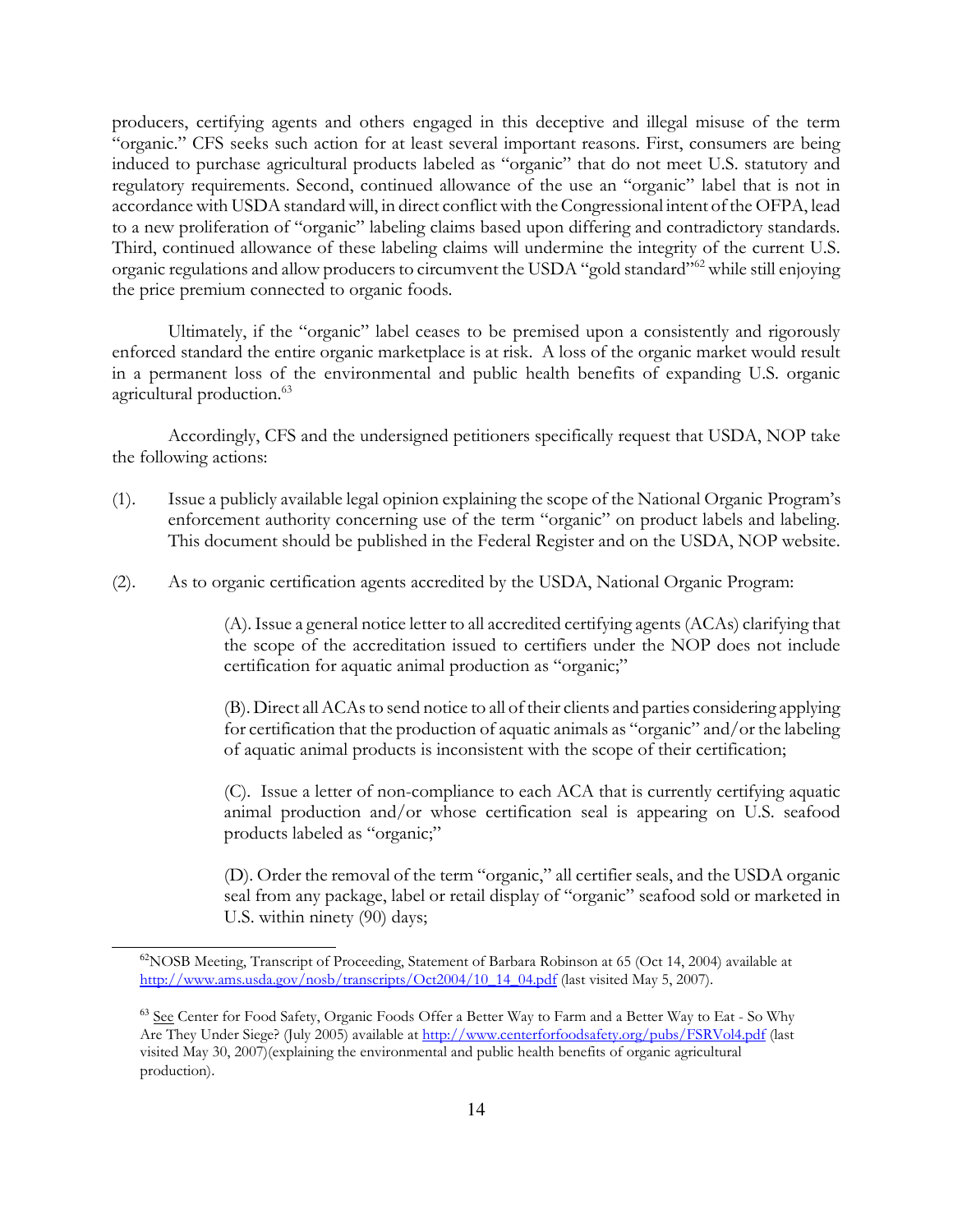producers, certifying agents and others engaged in this deceptive and illegal misuse of the term "organic." CFS seeks such action for at least several important reasons. First, consumers are being induced to purchase agricultural products labeled as "organic" that do not meet U.S. statutory and regulatory requirements. Second, continued allowance of the use an "organic" label that is not in accordance with USDA standard will, in direct conflict with the Congressional intent of the OFPA, lead to a new proliferation of "organic" labeling claims based upon differing and contradictory standards. Third, continued allowance of these labeling claims will undermine the integrity of the current U.S. organic regulations and allow producers to circumvent the USDA "gold standard"[62] while still enjoying the price premium connected to organic foods.

Ultimately, if the "organic" label ceases to be premised upon a consistently and rigorously enforced standard the entire organic marketplace is at risk. A loss of the organic market would result in a permanent loss of the environmental and public health benefits of expanding U.S. organic agricultural production.[63]

Accordingly, CFS and the undersigned petitioners specifically request that USDA, NOP take the following actions:

(1). Issue a publicly available legal opinion explaining the scope of the National Organic Program's enforcement authority concerning use of the term "organic" on product labels and labeling. This document should be published in the Federal Register and on the USDA, NOP website.

(2). As to organic certification agents accredited by the USDA, National Organic Program:

> (A). Issue a general notice letter to all accredited certifying agents (ACAs) clarifying that the scope of the accreditation issued to certifiers under the NOP does not include certification for aquatic animal production as "organic;"
>
> (B). Direct all ACAs to send notice to all of their clients and parties considering applying for certification that the production of aquatic animals as "organic" and/or the labeling of aquatic animal products is inconsistent with the scope of their certification;
>
> (C). Issue a letter of non-compliance to each ACA that is currently certifying aquatic animal production and/or whose certification seal is appearing on U.S. seafood products labeled as "organic;"
>
> (D). Order the removal of the term "organic," all certifier seals, and the USDA organic seal from any package, label or retail display of "organic" seafood sold or marketed in U.S. within ninety (90) days;

---

[62] NOSB Meeting, Transcript of Proceeding, Statement of Barbara Robinson at 65 (Oct 14, 2004) available at http://www.ams.usda.gov/nosb/transcripts/Oct2004/10_14_04.pdf (last visited May 5, 2007).

[63] See Center for Food Safety, Organic Foods Offer a Better Way to Farm and a Better Way to Eat - So Why Are They Under Siege? (July 2005) available at http://www.centerforfoodsafety.org/pubs/FSRVol4.pdf (last visited May 30, 2007)(explaining the environmental and public health benefits of organic agricultural production).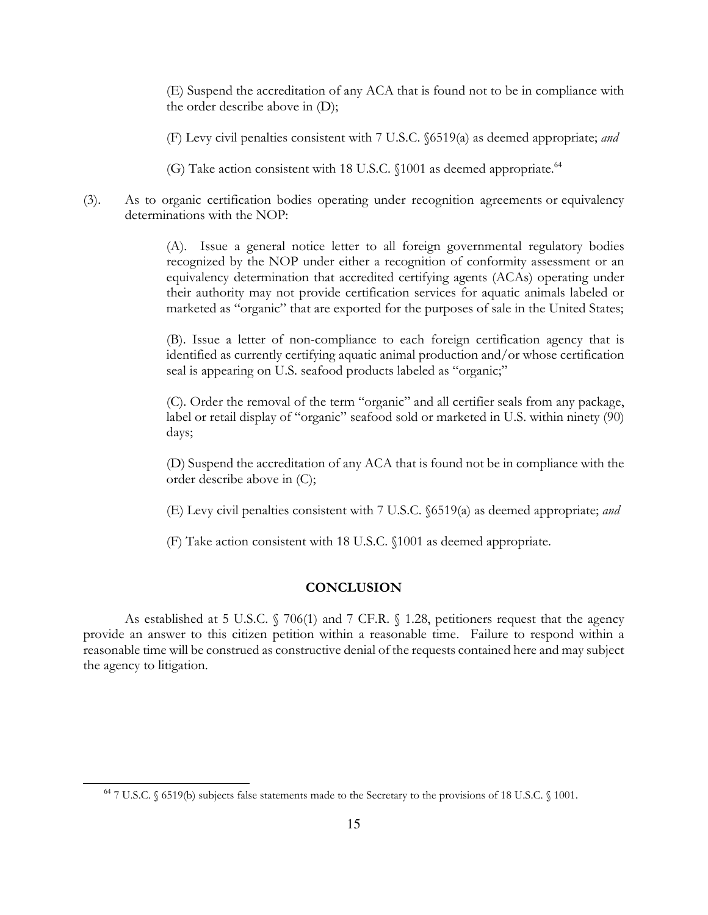(E) Suspend the accreditation of any ACA that is found not to be in compliance with the order describe above in (D);

(F) Levy civil penalties consistent with 7 U.S.C. §6519(a) as deemed appropriate; *and*

(G) Take action consistent with 18 U.S.C. §1001 as deemed appropriate.[64]

(3). As to organic certification bodies operating under recognition agreements or equivalency determinations with the NOP:

(A). Issue a general notice letter to all foreign governmental regulatory bodies recognized by the NOP under either a recognition of conformity assessment or an equivalency determination that accredited certifying agents (ACAs) operating under their authority may not provide certification services for aquatic animals labeled or marketed as "organic" that are exported for the purposes of sale in the United States;

(B). Issue a letter of non-compliance to each foreign certification agency that is identified as currently certifying aquatic animal production and/or whose certification seal is appearing on U.S. seafood products labeled as "organic;"

(C). Order the removal of the term "organic" and all certifier seals from any package, label or retail display of "organic" seafood sold or marketed in U.S. within ninety (90) days;

(D) Suspend the accreditation of any ACA that is found not be in compliance with the order describe above in (C);

(E) Levy civil penalties consistent with 7 U.S.C. §6519(a) as deemed appropriate; *and*

(F) Take action consistent with 18 U.S.C. §1001 as deemed appropriate.

## CONCLUSION

As established at 5 U.S.C. § 706(1) and 7 CF.R. § 1.28, petitioners request that the agency provide an answer to this citizen petition within a reasonable time. Failure to respond within a reasonable time will be construed as constructive denial of the requests contained here and may subject the agency to litigation.

---

[64] 7 U.S.C. § 6519(b) subjects false statements made to the Secretary to the provisions of 18 U.S.C. § 1001.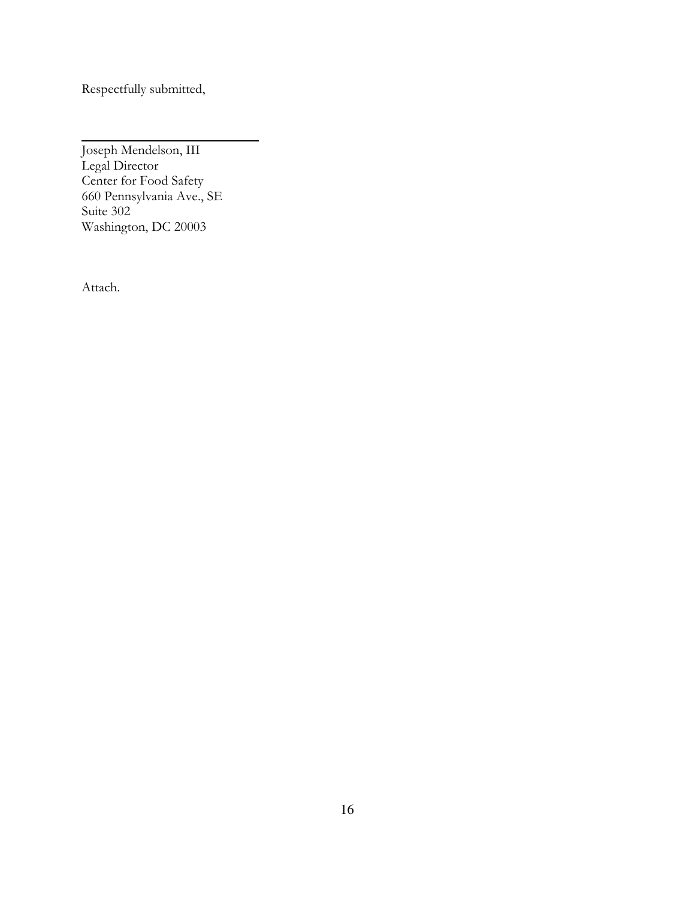Respectfully submitted,

\_\_\_\_\_\_\_\_\_\_\_\_\_\_\_\_\_\_\_\_\_\_\_\_\_\_\_\_

Joseph Mendelson, III
Legal Director
Center for Food Safety
660 Pennsylvania Ave., SE
Suite 302
Washington, DC 20003

Attach.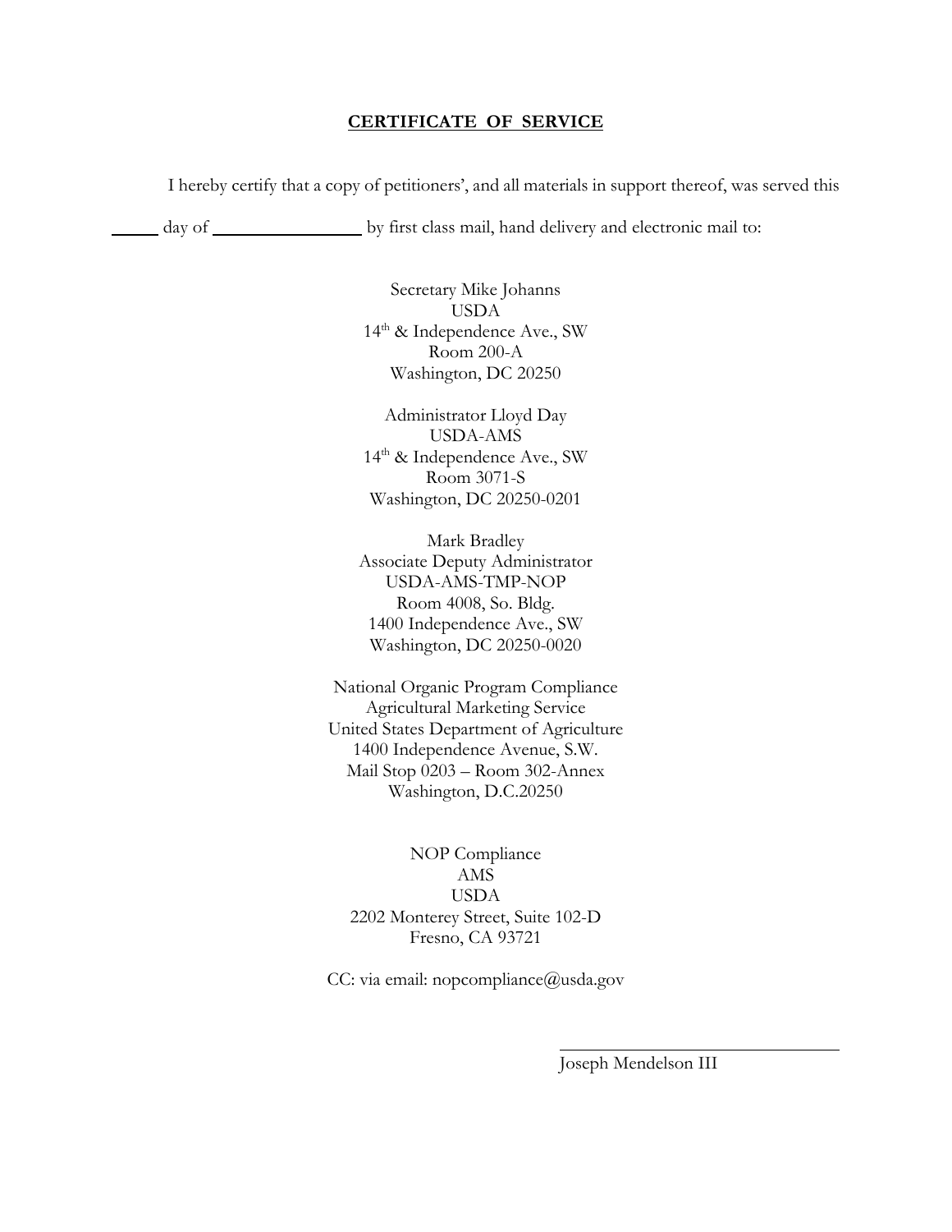**CERTIFICATE OF SERVICE**

I hereby certify that a copy of petitioners', and all materials in support thereof, was served this _____ day of ________________ by first class mail, hand delivery and electronic mail to:

Secretary Mike Johanns
USDA
14th & Independence Ave., SW
Room 200-A
Washington, DC 20250

Administrator Lloyd Day
USDA-AMS
14th & Independence Ave., SW
Room 3071-S
Washington, DC 20250-0201

Mark Bradley
Associate Deputy Administrator
USDA-AMS-TMP-NOP
Room 4008, So. Bldg.
1400 Independence Ave., SW
Washington, DC 20250-0020

National Organic Program Compliance
Agricultural Marketing Service
United States Department of Agriculture
1400 Independence Avenue, S.W.
Mail Stop 0203 – Room 302-Annex
Washington, D.C.20250

NOP Compliance
AMS
USDA
2202 Monterey Street, Suite 102-D
Fresno, CA 93721

CC: via email: nopcompliance@usda.gov

______________________________
Joseph Mendelson III